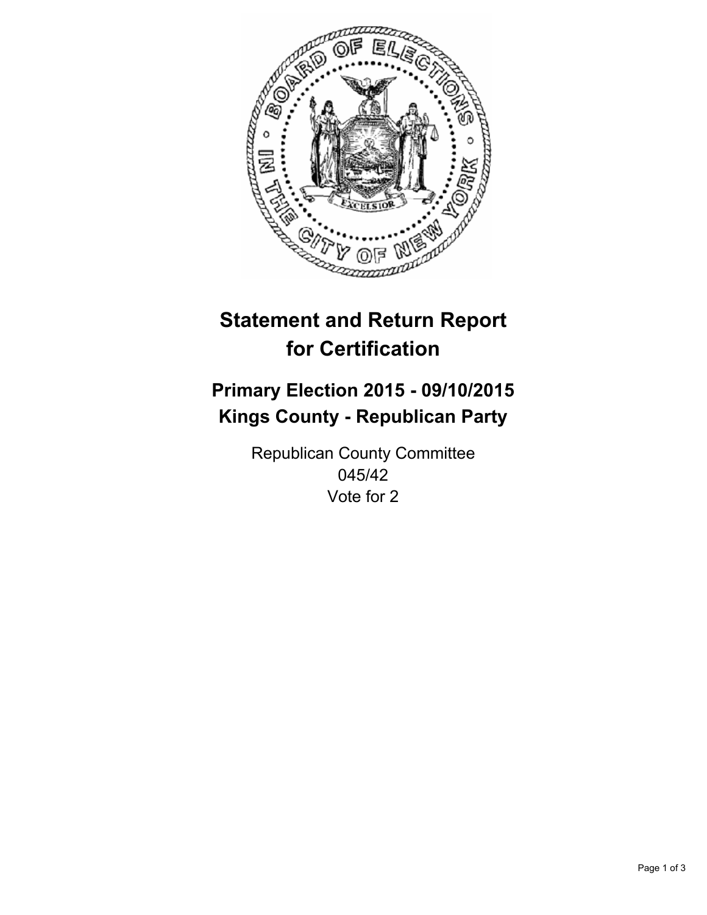# Statement and Return Report for Certification

## Primary Election 2015 - 09/10/2015
## Kings County - Republican Party

Republican County Committee
045/42
Vote for 2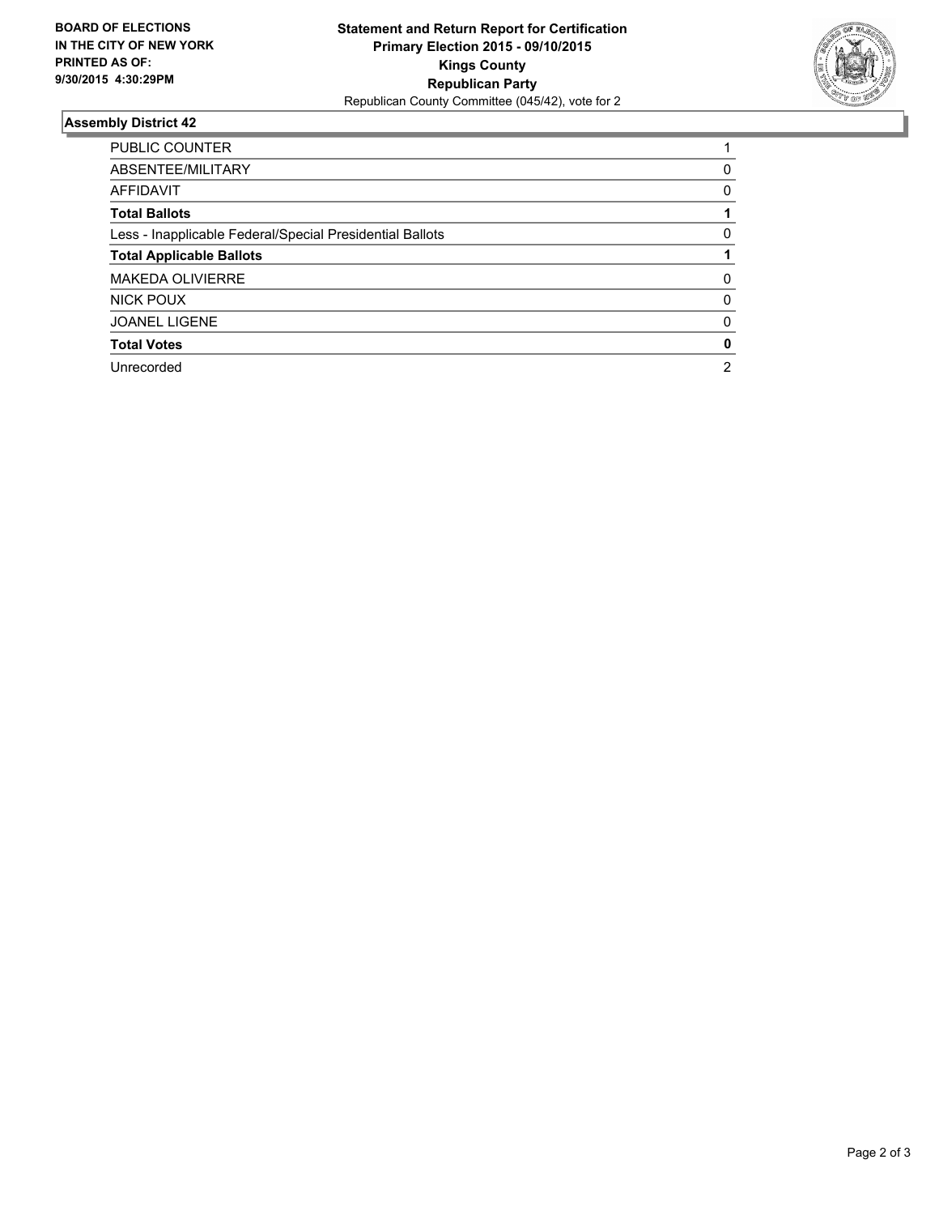**BOARD OF ELECTIONS IN THE CITY OF NEW YORK PRINTED AS OF: 9/30/2015 4:30:29PM**

**Statement and Return Report for Certification**
**Primary Election 2015 - 09/10/2015**
**Kings County**
**Republican Party**
Republican County Committee (045/42), vote for 2

## Assembly District 42

| | |
|---|---|
| PUBLIC COUNTER | 1 |
| ABSENTEE/MILITARY | 0 |
| AFFIDAVIT | 0 |
| **Total Ballots** | **1** |
| Less - Inapplicable Federal/Special Presidential Ballots | 0 |
| **Total Applicable Ballots** | **1** |
| MAKEDA OLIVIERRE | 0 |
| NICK POUX | 0 |
| JOANEL LIGENE | 0 |
| **Total Votes** | **0** |
| Unrecorded | 2 |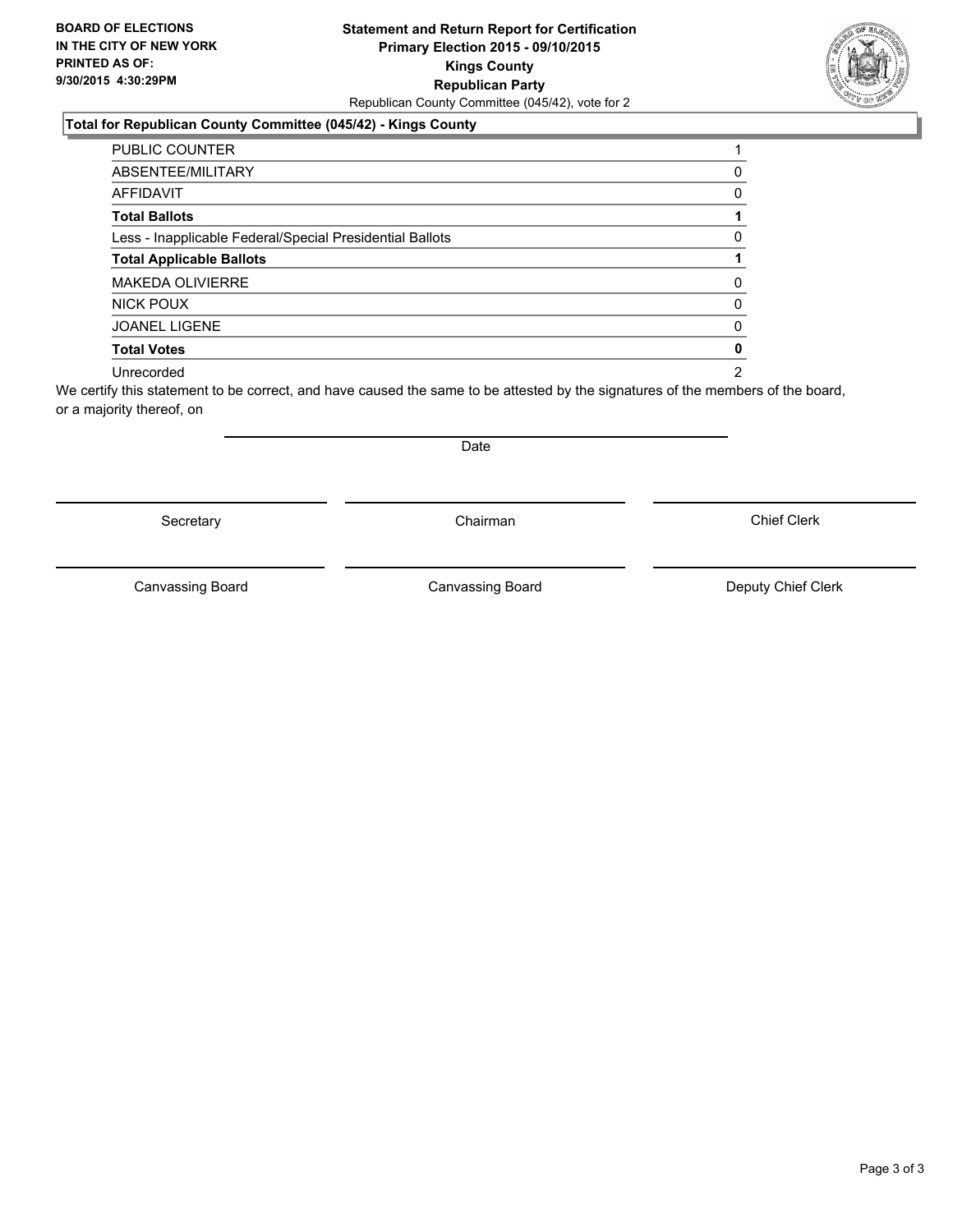**BOARD OF ELECTIONS IN THE CITY OF NEW YORK PRINTED AS OF: 9/30/2015 4:30:29PM**

**Statement and Return Report for Certification**
**Primary Election 2015 - 09/10/2015**
**Kings County**
**Republican Party**
Republican County Committee (045/42), vote for 2

### Total for Republican County Committee (045/42) - Kings County

| | |
|---|---|
| PUBLIC COUNTER | 1 |
| ABSENTEE/MILITARY | 0 |
| AFFIDAVIT | 0 |
| **Total Ballots** | **1** |
| Less - Inapplicable Federal/Special Presidential Ballots | 0 |
| **Total Applicable Ballots** | **1** |
| MAKEDA OLIVIERRE | 0 |
| NICK POUX | 0 |
| JOANEL LIGENE | 0 |
| **Total Votes** | **0** |
| Unrecorded | 2 |

We certify this statement to be correct, and have caused the same to be attested by the signatures of the members of the board, or a majority thereof, on

Date

Secretary

Chairman

Chief Clerk

Canvassing Board

Canvassing Board

Deputy Chief Clerk